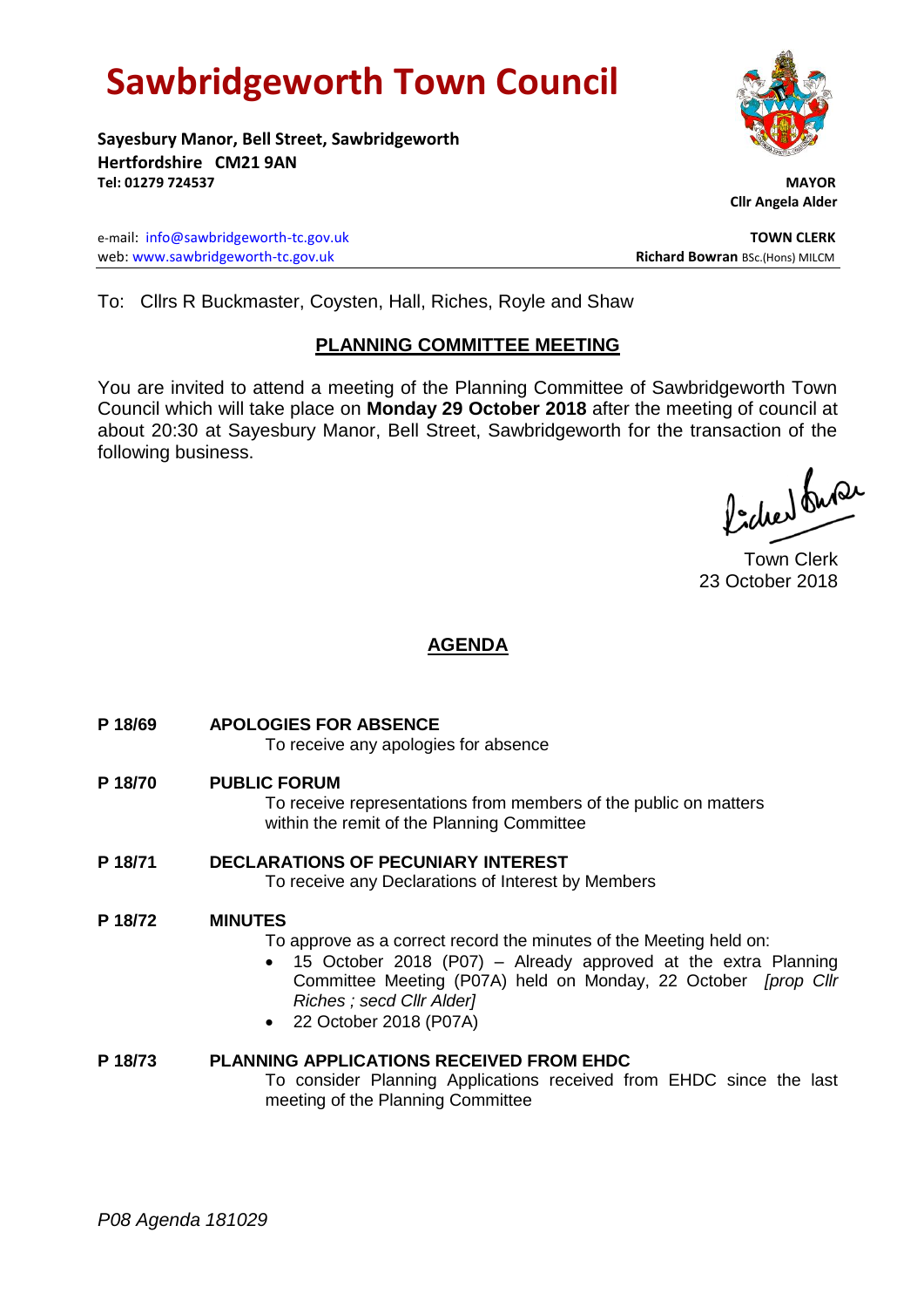# Sawbridgeworth Town Council

**Sayesbury Manor, Bell Street, Sawbridgeworth**
**Hertfordshire CM21 9AN**
**Tel: 01279 724537**

**MAYOR**
**Cllr Angela Alder**

e-mail: info@sawbridgeworth-tc.gov.uk
web: www.sawbridgeworth-tc.gov.uk

**TOWN CLERK**
**Richard Bowran** BSc.(Hons) MILCM

To: Cllrs R Buckmaster, Coysten, Hall, Riches, Royle and Shaw

## PLANNING COMMITTEE MEETING

You are invited to attend a meeting of the Planning Committee of Sawbridgeworth Town Council which will take place on **Monday 29 October 2018** after the meeting of council at about 20:30 at Sayesbury Manor, Bell Street, Sawbridgeworth for the transaction of the following business.

Town Clerk
23 October 2018

## AGENDA

**P 18/69 APOLOGIES FOR ABSENCE**
To receive any apologies for absence

**P 18/70 PUBLIC FORUM**
To receive representations from members of the public on matters within the remit of the Planning Committee

**P 18/71 DECLARATIONS OF PECUNIARY INTEREST**
To receive any Declarations of Interest by Members

**P 18/72 MINUTES**
To approve as a correct record the minutes of the Meeting held on:

- 15 October 2018 (P07) – Already approved at the extra Planning Committee Meeting (P07A) held on Monday, 22 October *[prop Cllr Riches ; secd Cllr Alder]*
- 22 October 2018 (P07A)

**P 18/73 PLANNING APPLICATIONS RECEIVED FROM EHDC**
To consider Planning Applications received from EHDC since the last meeting of the Planning Committee

*P08 Agenda 181029*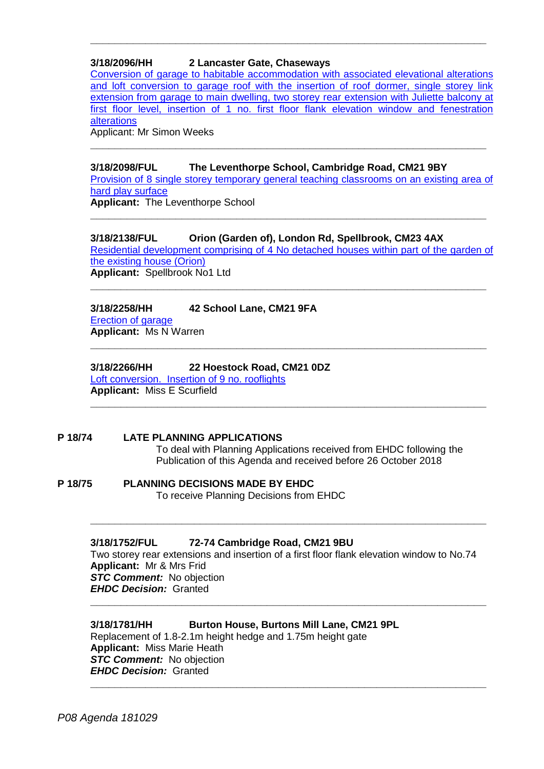---

**3/18/2096/HH    2 Lancaster Gate, Chaseways**

Conversion of garage to habitable accommodation with associated elevational alterations and loft conversion to garage roof with the insertion of roof dormer, single storey link extension from garage to main dwelling, two storey rear extension with Juliette balcony at first floor level, insertion of 1 no. first floor flank elevation window and fenestration alterations

Applicant: Mr Simon Weeks

---

**3/18/2098/FUL    The Leventhorpe School, Cambridge Road, CM21 9BY**

Provision of 8 single storey temporary general teaching classrooms on an existing area of hard play surface

**Applicant:** The Leventhorpe School

---

**3/18/2138/FUL    Orion (Garden of), London Rd, Spellbrook, CM23 4AX**

Residential development comprising of 4 No detached houses within part of the garden of the existing house (Orion)

**Applicant:** Spellbrook No1 Ltd

---

**3/18/2258/HH    42 School Lane, CM21 9FA**

Erection of garage

**Applicant:** Ms N Warren

---

**3/18/2266/HH    22 Hoestock Road, CM21 0DZ**

Loft conversion. Insertion of 9 no. rooflights

**Applicant:** Miss E Scurfield

---

## P 18/74 LATE PLANNING APPLICATIONS

To deal with Planning Applications received from EHDC following the Publication of this Agenda and received before 26 October 2018

## P 18/75 PLANNING DECISIONS MADE BY EHDC

To receive Planning Decisions from EHDC

---

**3/18/1752/FUL    72-74 Cambridge Road, CM21 9BU**

Two storey rear extensions and insertion of a first floor flank elevation window to No.74

**Applicant:** Mr & Mrs Frid

***STC Comment:*** No objection

***EHDC Decision:*** Granted

---

**3/18/1781/HH    Burton House, Burtons Mill Lane, CM21 9PL**

Replacement of 1.8-2.1m height hedge and 1.75m height gate

**Applicant:** Miss Marie Heath

***STC Comment:*** No objection

***EHDC Decision:*** Granted

---

*P08 Agenda 181029*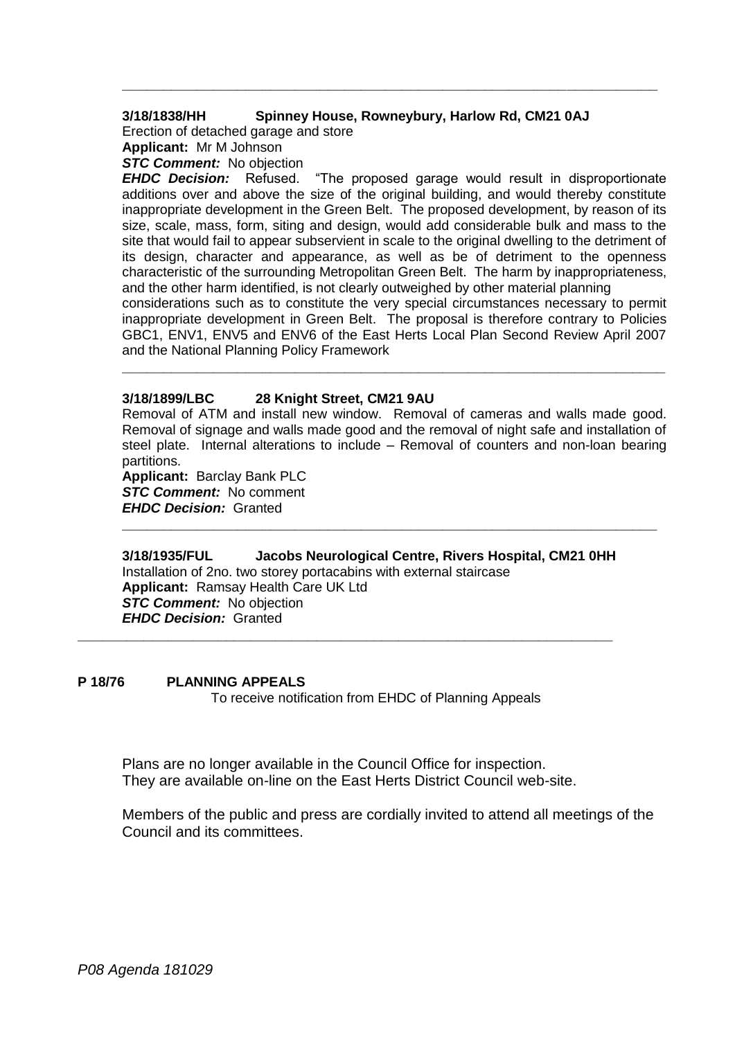---

**3/18/1838/HH Spinney House, Rowneybury, Harlow Rd, CM21 0AJ**

Erection of detached garage and store

**Applicant:** Mr M Johnson

***STC Comment:*** No objection

***EHDC Decision:*** Refused. "The proposed garage would result in disproportionate additions over and above the size of the original building, and would thereby constitute inappropriate development in the Green Belt. The proposed development, by reason of its size, scale, mass, form, siting and design, would add considerable bulk and mass to the site that would fail to appear subservient in scale to the original dwelling to the detriment of its design, character and appearance, as well as be of detriment to the openness characteristic of the surrounding Metropolitan Green Belt. The harm by inappropriateness, and the other harm identified, is not clearly outweighed by other material planning considerations such as to constitute the very special circumstances necessary to permit inappropriate development in Green Belt. The proposal is therefore contrary to Policies GBC1, ENV1, ENV5 and ENV6 of the East Herts Local Plan Second Review April 2007 and the National Planning Policy Framework

---

**3/18/1899/LBC 28 Knight Street, CM21 9AU**

Removal of ATM and install new window. Removal of cameras and walls made good. Removal of signage and walls made good and the removal of night safe and installation of steel plate. Internal alterations to include – Removal of counters and non-loan bearing partitions.

**Applicant:** Barclay Bank PLC

***STC Comment:*** No comment

***EHDC Decision:*** Granted

---

**3/18/1935/FUL Jacobs Neurological Centre, Rivers Hospital, CM21 0HH**

Installation of 2no. two storey portacabins with external staircase

**Applicant:** Ramsay Health Care UK Ltd

***STC Comment:*** No objection

***EHDC Decision:*** Granted

---

**P 18/76 PLANNING APPEALS**

To receive notification from EHDC of Planning Appeals

Plans are no longer available in the Council Office for inspection.
They are available on-line on the East Herts District Council web-site.

Members of the public and press are cordially invited to attend all meetings of the Council and its committees.

*P08 Agenda 181029*